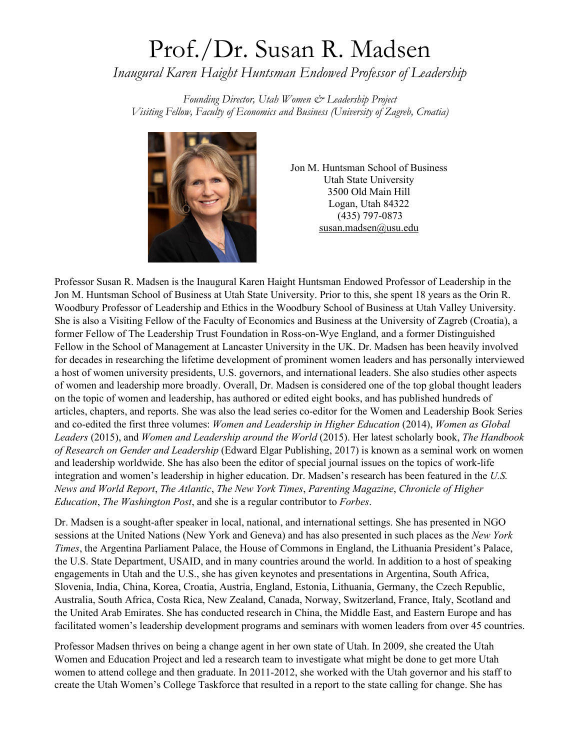# Prof./Dr. Susan R. Madsen

*Inaugural Karen Haight Huntsman Endowed Professor of Leadership*

*Founding Director, Utah Women & Leadership Project*
*Visiting Fellow, Faculty of Economics and Business (University of Zagreb, Croatia)*

Jon M. Huntsman School of Business
Utah State University
3500 Old Main Hill
Logan, Utah 84322
(435) 797-0873
susan.madsen@usu.edu

Professor Susan R. Madsen is the Inaugural Karen Haight Huntsman Endowed Professor of Leadership in the Jon M. Huntsman School of Business at Utah State University. Prior to this, she spent 18 years as the Orin R. Woodbury Professor of Leadership and Ethics in the Woodbury School of Business at Utah Valley University. She is also a Visiting Fellow of the Faculty of Economics and Business at the University of Zagreb (Croatia), a former Fellow of The Leadership Trust Foundation in Ross-on-Wye England, and a former Distinguished Fellow in the School of Management at Lancaster University in the UK. Dr. Madsen has been heavily involved for decades in researching the lifetime development of prominent women leaders and has personally interviewed a host of women university presidents, U.S. governors, and international leaders. She also studies other aspects of women and leadership more broadly. Overall, Dr. Madsen is considered one of the top global thought leaders on the topic of women and leadership, has authored or edited eight books, and has published hundreds of articles, chapters, and reports. She was also the lead series co-editor for the Women and Leadership Book Series and co-edited the first three volumes: *Women and Leadership in Higher Education* (2014), *Women as Global Leaders* (2015), and *Women and Leadership around the World* (2015). Her latest scholarly book, *The Handbook of Research on Gender and Leadership* (Edward Elgar Publishing, 2017) is known as a seminal work on women and leadership worldwide. She has also been the editor of special journal issues on the topics of work-life integration and women's leadership in higher education. Dr. Madsen's research has been featured in the *U.S. News and World Report*, *The Atlantic*, *The New York Times*, *Parenting Magazine*, *Chronicle of Higher Education*, *The Washington Post*, and she is a regular contributor to *Forbes*.

Dr. Madsen is a sought-after speaker in local, national, and international settings. She has presented in NGO sessions at the United Nations (New York and Geneva) and has also presented in such places as the *New York Times*, the Argentina Parliament Palace, the House of Commons in England, the Lithuania President's Palace, the U.S. State Department, USAID, and in many countries around the world. In addition to a host of speaking engagements in Utah and the U.S., she has given keynotes and presentations in Argentina, South Africa, Slovenia, India, China, Korea, Croatia, Austria, England, Estonia, Lithuania, Germany, the Czech Republic, Australia, South Africa, Costa Rica, New Zealand, Canada, Norway, Switzerland, France, Italy, Scotland and the United Arab Emirates. She has conducted research in China, the Middle East, and Eastern Europe and has facilitated women's leadership development programs and seminars with women leaders from over 45 countries.

Professor Madsen thrives on being a change agent in her own state of Utah. In 2009, she created the Utah Women and Education Project and led a research team to investigate what might be done to get more Utah women to attend college and then graduate. In 2011-2012, she worked with the Utah governor and his staff to create the Utah Women's College Taskforce that resulted in a report to the state calling for change. She has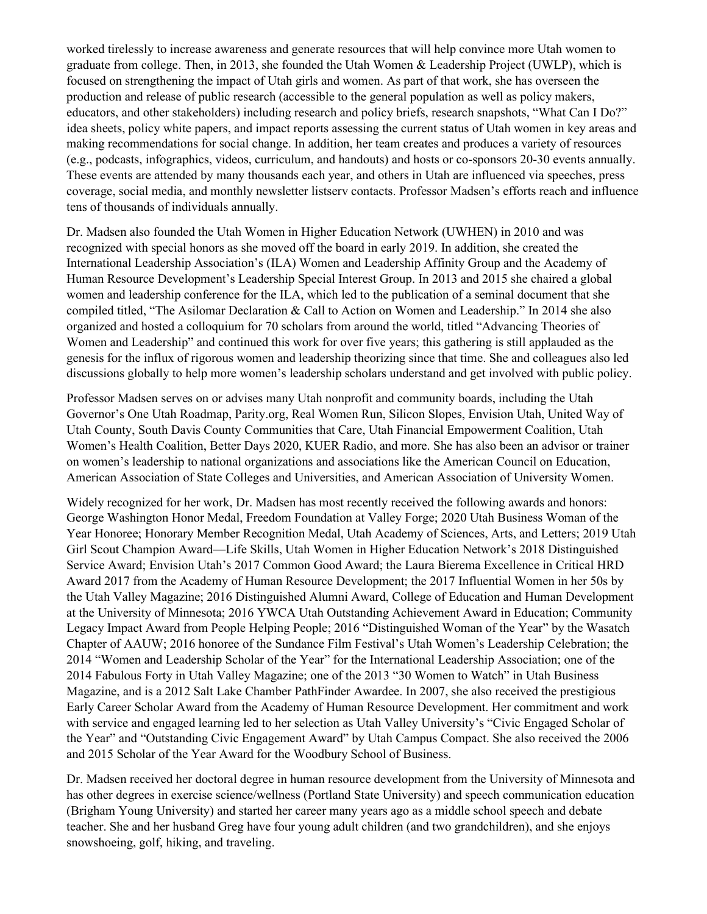worked tirelessly to increase awareness and generate resources that will help convince more Utah women to graduate from college. Then, in 2013, she founded the Utah Women & Leadership Project (UWLP), which is focused on strengthening the impact of Utah girls and women. As part of that work, she has overseen the production and release of public research (accessible to the general population as well as policy makers, educators, and other stakeholders) including research and policy briefs, research snapshots, "What Can I Do?" idea sheets, policy white papers, and impact reports assessing the current status of Utah women in key areas and making recommendations for social change. In addition, her team creates and produces a variety of resources (e.g., podcasts, infographics, videos, curriculum, and handouts) and hosts or co-sponsors 20-30 events annually. These events are attended by many thousands each year, and others in Utah are influenced via speeches, press coverage, social media, and monthly newsletter listserv contacts. Professor Madsen's efforts reach and influence tens of thousands of individuals annually.

Dr. Madsen also founded the Utah Women in Higher Education Network (UWHEN) in 2010 and was recognized with special honors as she moved off the board in early 2019. In addition, she created the International Leadership Association's (ILA) Women and Leadership Affinity Group and the Academy of Human Resource Development's Leadership Special Interest Group. In 2013 and 2015 she chaired a global women and leadership conference for the ILA, which led to the publication of a seminal document that she compiled titled, "The Asilomar Declaration & Call to Action on Women and Leadership." In 2014 she also organized and hosted a colloquium for 70 scholars from around the world, titled "Advancing Theories of Women and Leadership" and continued this work for over five years; this gathering is still applauded as the genesis for the influx of rigorous women and leadership theorizing since that time. She and colleagues also led discussions globally to help more women's leadership scholars understand and get involved with public policy.

Professor Madsen serves on or advises many Utah nonprofit and community boards, including the Utah Governor's One Utah Roadmap, Parity.org, Real Women Run, Silicon Slopes, Envision Utah, United Way of Utah County, South Davis County Communities that Care, Utah Financial Empowerment Coalition, Utah Women's Health Coalition, Better Days 2020, KUER Radio, and more. She has also been an advisor or trainer on women's leadership to national organizations and associations like the American Council on Education, American Association of State Colleges and Universities, and American Association of University Women.

Widely recognized for her work, Dr. Madsen has most recently received the following awards and honors: George Washington Honor Medal, Freedom Foundation at Valley Forge; 2020 Utah Business Woman of the Year Honoree; Honorary Member Recognition Medal, Utah Academy of Sciences, Arts, and Letters; 2019 Utah Girl Scout Champion Award—Life Skills, Utah Women in Higher Education Network's 2018 Distinguished Service Award; Envision Utah's 2017 Common Good Award; the Laura Bierema Excellence in Critical HRD Award 2017 from the Academy of Human Resource Development; the 2017 Influential Women in her 50s by the Utah Valley Magazine; 2016 Distinguished Alumni Award, College of Education and Human Development at the University of Minnesota; 2016 YWCA Utah Outstanding Achievement Award in Education; Community Legacy Impact Award from People Helping People; 2016 "Distinguished Woman of the Year" by the Wasatch Chapter of AAUW; 2016 honoree of the Sundance Film Festival's Utah Women's Leadership Celebration; the 2014 "Women and Leadership Scholar of the Year" for the International Leadership Association; one of the 2014 Fabulous Forty in Utah Valley Magazine; one of the 2013 "30 Women to Watch" in Utah Business Magazine, and is a 2012 Salt Lake Chamber PathFinder Awardee. In 2007, she also received the prestigious Early Career Scholar Award from the Academy of Human Resource Development. Her commitment and work with service and engaged learning led to her selection as Utah Valley University's "Civic Engaged Scholar of the Year" and "Outstanding Civic Engagement Award" by Utah Campus Compact. She also received the 2006 and 2015 Scholar of the Year Award for the Woodbury School of Business.

Dr. Madsen received her doctoral degree in human resource development from the University of Minnesota and has other degrees in exercise science/wellness (Portland State University) and speech communication education (Brigham Young University) and started her career many years ago as a middle school speech and debate teacher. She and her husband Greg have four young adult children (and two grandchildren), and she enjoys snowshoeing, golf, hiking, and traveling.